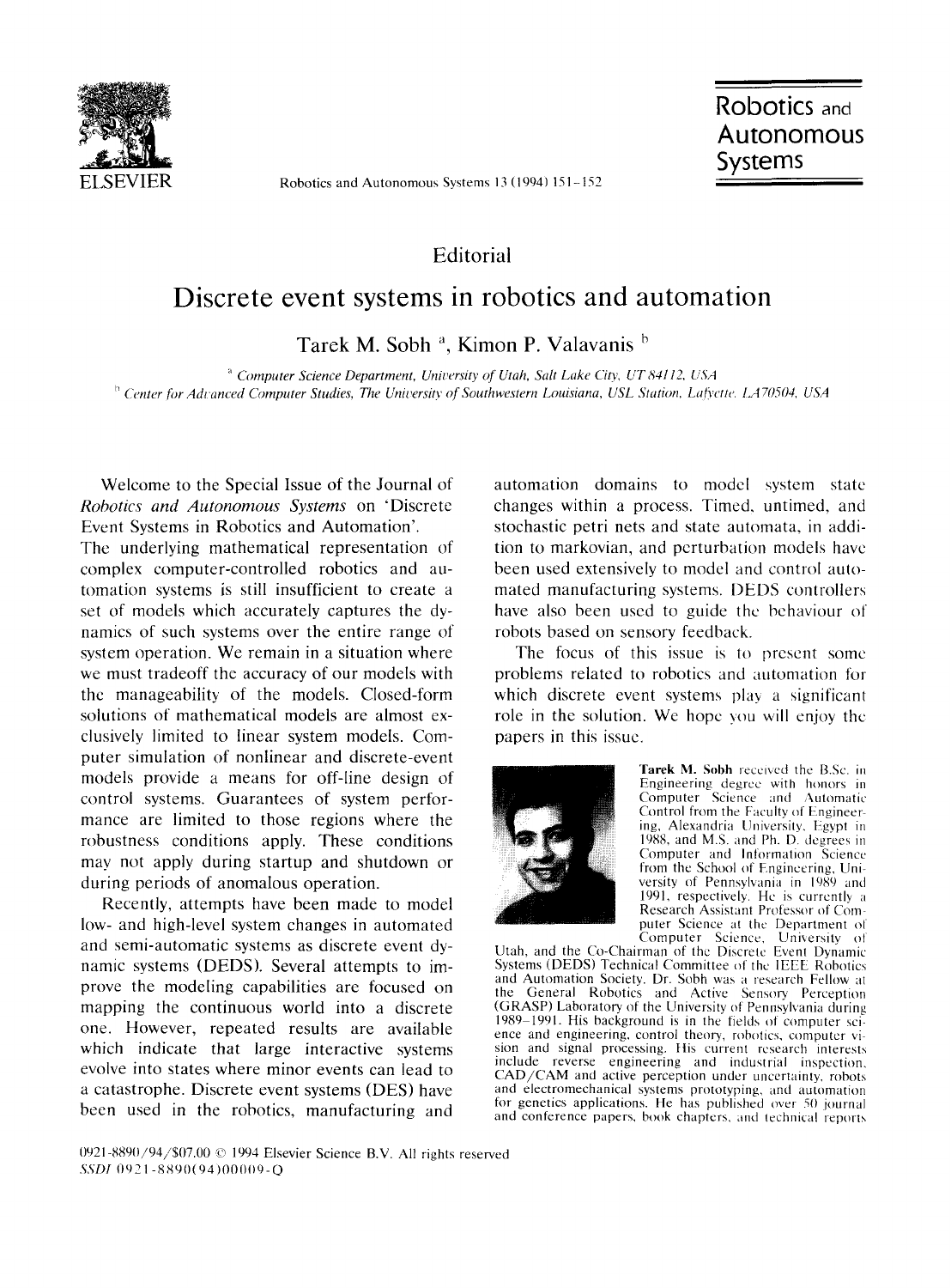Editorial

# Discrete event systems in robotics and automation

Tarek M. Sobh [a], Kimon P. Valavanis [b]

[a] *Computer Science Department, University of Utah, Salt Lake City, UT 84112, USA*

[b] *Center for Advanced Computer Studies, The University of Southwestern Louisiana, USL Station, Lafyette, LA70504, USA*

Welcome to the Special Issue of the Journal of *Robotics and Autonomous Systems* on 'Discrete Event Systems in Robotics and Automation'. The underlying mathematical representation of complex computer-controlled robotics and automation systems is still insufficient to create a set of models which accurately captures the dynamics of such systems over the entire range of system operation. We remain in a situation where we must tradeoff the accuracy of our models with the manageability of the models. Closed-form solutions of mathematical models are almost exclusively limited to linear system models. Computer simulation of nonlinear and discrete-event models provide a means for off-line design of control systems. Guarantees of system performance are limited to those regions where the robustness conditions apply. These conditions may not apply during startup and shutdown or during periods of anomalous operation.

Recently, attempts have been made to model low- and high-level system changes in automated and semi-automatic systems as discrete event dynamic systems (DEDS). Several attempts to improve the modeling capabilities are focused on mapping the continuous world into a discrete one. However, repeated results are available which indicate that large interactive systems evolve into states where minor events can lead to a catastrophe. Discrete event systems (DES) have been used in the robotics, manufacturing and automation domains to model system state changes within a process. Timed, untimed, and stochastic petri nets and state automata, in addition to markovian, and perturbation models have been used extensively to model and control automated manufacturing systems. DEDS controllers have also been used to guide the behaviour of robots based on sensory feedback.

The focus of this issue is to present some problems related to robotics and automation for which discrete event systems play a significant role in the solution. We hope you will enjoy the papers in this issue.

**Tarek M. Sobh** received the B.Sc. in Engineering degree with honors in Computer Science and Automatic Control from the Faculty of Engineering, Alexandria University, Egypt in 1988, and M.S. and Ph. D. degrees in Computer and Information Science from the School of Engineering, University of Pennsylvania in 1989 and 1991, respectively. He is currently a Research Assistant Professor of Computer Science at the Department of Computer Science, University of Utah, and the Co-Chairman of the Discrete Event Dynamic Systems (DEDS) Technical Committee of the IEEE Robotics and Automation Society. Dr. Sobh was a research Fellow at the General Robotics and Active Sensory Perception (GRASP) Laboratory of the University of Pennsylvania during 1989–1991. His background is in the fields of computer science and engineering, control theory, robotics, computer vision and signal processing. His current research interests include reverse engineering and industrial inspection, CAD/CAM and active perception under uncertainty, robots and electromechanical systems prototyping, and automation for genetics applications. He has published over 50 journal and conference papers, book chapters, and technical reports

0921-8890/94/$07.00 © 1994 Elsevier Science B.V. All rights reserved
*SSDI* 0921-8890(94)00009-Q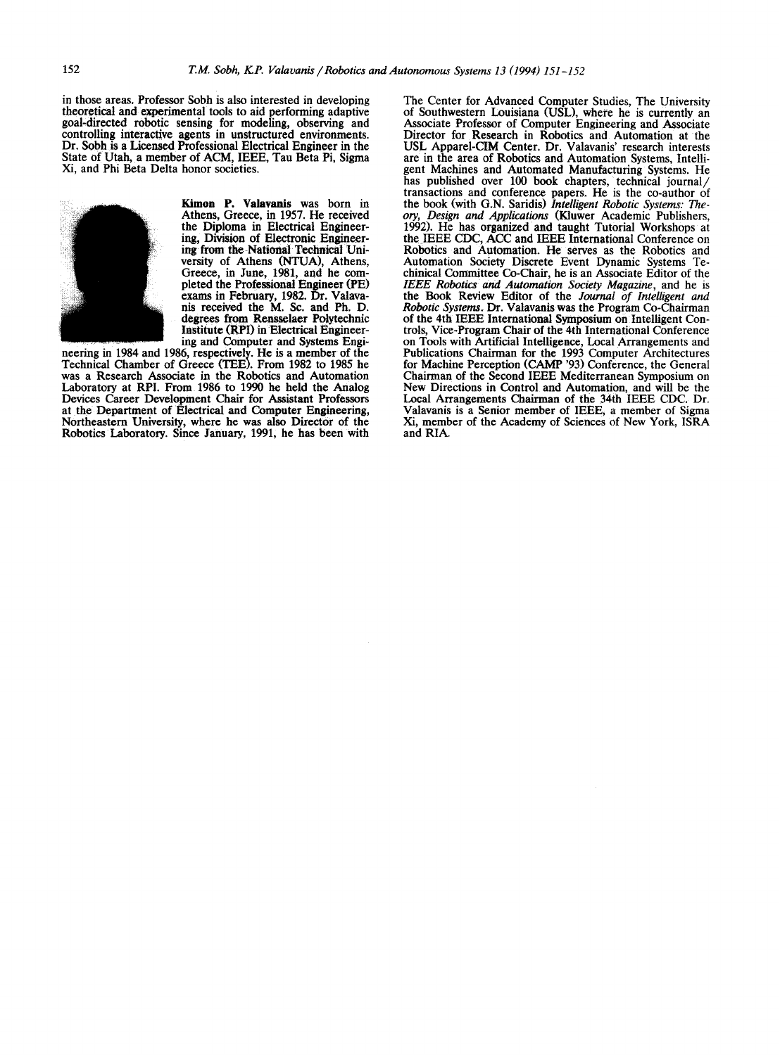in those areas. Professor Sobh is also interested in developing theoretical and experimental tools to aid performing adaptive goal-directed robotic sensing for modeling, observing and controlling interactive agents in unstructured environments. Dr. Sobh is a Licensed Professional Electrical Engineer in the State of Utah, a member of ACM, IEEE, Tau Beta Pi, Sigma Xi, and Phi Beta Delta honor societies.

**Kimon P. Valavanis** was born in Athens, Greece, in 1957. He received the Diploma in Electrical Engineering, Division of Electronic Engineering from the National Technical University of Athens (NTUA), Athens, Greece, in June, 1981, and he completed the Professional Engineer (PE) exams in February, 1982. Dr. Valavanis received the M. Sc. and Ph. D. degrees from Rensselaer Polytechnic Institute (RPI) in Electrical Engineering and Computer and Systems Engineering in 1984 and 1986, respectively. He is a member of the Technical Chamber of Greece (TEE). From 1982 to 1985 he was a Research Associate in the Robotics and Automation Laboratory at RPI. From 1986 to 1990 he held the Analog Devices Career Development Chair for Assistant Professors at the Department of Electrical and Computer Engineering, Northeastern University, where he was also Director of the Robotics Laboratory. Since January, 1991, he has been with The Center for Advanced Computer Studies, The University of Southwestern Louisiana (USL), where he is currently an Associate Professor of Computer Engineering and Associate Director for Research in Robotics and Automation at the USL Apparel-CIM Center. Dr. Valavanis' research interests are in the area of Robotics and Automation Systems, Intelligent Machines and Automated Manufacturing Systems. He has published over 100 book chapters, technical journal/transactions and conference papers. He is the co-author of the book (with G.N. Saridis) *Intelligent Robotic Systems: Theory, Design and Applications* (Kluwer Academic Publishers, 1992). He has organized and taught Tutorial Workshops at the IEEE CDC, ACC and IEEE International Conference on Robotics and Automation. He serves as the Robotics and Automation Society Discrete Event Dynamic Systems Techinical Committee Co-Chair, he is an Associate Editor of the *IEEE Robotics and Automation Society Magazine*, and he is the Book Review Editor of the *Journal of Intelligent and Robotic Systems*. Dr. Valavanis was the Program Co-Chairman of the 4th IEEE International Symposium on Intelligent Controls, Vice-Program Chair of the 4th International Conference on Tools with Artificial Intelligence, Local Arrangements and Publications Chairman for the 1993 Computer Architectures for Machine Perception (CAMP '93) Conference, the General Chairman of the Second IEEE Mediterranean Symposium on New Directions in Control and Automation, and will be the Local Arrangements Chairman of the 34th IEEE CDC. Dr. Valavanis is a Senior member of IEEE, a member of Sigma Xi, member of the Academy of Sciences of New York, ISRA and RIA.